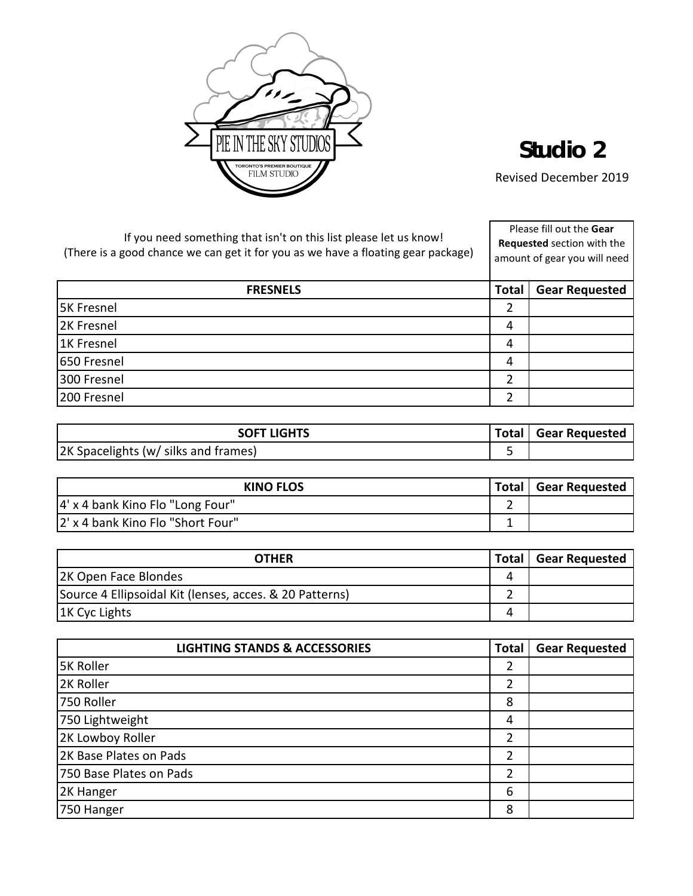PIE IN THE SKY STUDIOS

TORONTO'S PREMIER BOUTIQUE FILM STUDIO

# Studio 2

Revised December 2019

If you need something that isn't on this list please let us know!
(There is a good chance we can get it for you as we have a floating gear package)

Please fill out the **Gear Requested** section with the amount of gear you will need

| FRESNELS | Total | Gear Requested |
|---|---|---|
| 5K Fresnel | 2 | |
| 2K Fresnel | 4 | |
| 1K Fresnel | 4 | |
| 650 Fresnel | 4 | |
| 300 Fresnel | 2 | |
| 200 Fresnel | 2 | |

| SOFT LIGHTS | Total | Gear Requested |
|---|---|---|
| 2K Spacelights (w/ silks and frames) | 5 | |

| KINO FLOS | Total | Gear Requested |
|---|---|---|
| 4' x 4 bank Kino Flo "Long Four" | 2 | |
| 2' x 4 bank Kino Flo "Short Four" | 1 | |

| OTHER | Total | Gear Requested |
|---|---|---|
| 2K Open Face Blondes | 4 | |
| Source 4 Ellipsoidal Kit (lenses, acces. & 20 Patterns) | 2 | |
| 1K Cyc Lights | 4 | |

| LIGHTING STANDS & ACCESSORIES | Total | Gear Requested |
|---|---|---|
| 5K Roller | 2 | |
| 2K Roller | 2 | |
| 750 Roller | 8 | |
| 750 Lightweight | 4 | |
| 2K Lowboy Roller | 2 | |
| 2K Base Plates on Pads | 2 | |
| 750 Base Plates on Pads | 2 | |
| 2K Hanger | 6 | |
| 750 Hanger | 8 | |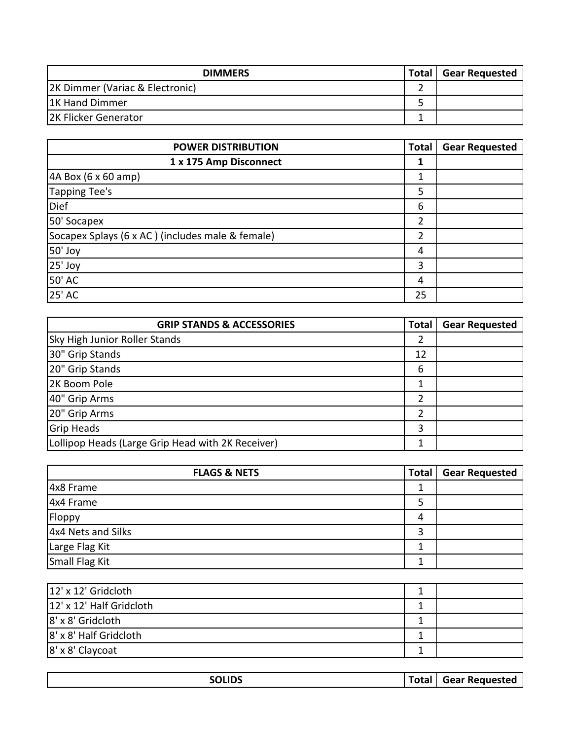| DIMMERS | Total | Gear Requested |
|---|---|---|
| 2K Dimmer (Variac & Electronic) | 2 | |
| 1K Hand Dimmer | 5 | |
| 2K Flicker Generator | 1 | |

| POWER DISTRIBUTION | Total | Gear Requested |
|---|---|---|
| **1 x 175 Amp Disconnect** | **1** | |
| 4A Box (6 x 60 amp) | 1 | |
| Tapping Tee's | 5 | |
| Dief | 6 | |
| 50' Socapex | 2 | |
| Socapex Splays (6 x AC ) (includes male & female) | 2 | |
| 50' Joy | 4 | |
| 25' Joy | 3 | |
| 50' AC | 4 | |
| 25' AC | 25 | |

| GRIP STANDS & ACCESSORIES | Total | Gear Requested |
|---|---|---|
| Sky High Junior Roller Stands | 2 | |
| 30" Grip Stands | 12 | |
| 20" Grip Stands | 6 | |
| 2K Boom Pole | 1 | |
| 40" Grip Arms | 2 | |
| 20" Grip Arms | 2 | |
| Grip Heads | 3 | |
| Lollipop Heads (Large Grip Head with 2K Receiver) | 1 | |

| FLAGS & NETS | Total | Gear Requested |
|---|---|---|
| 4x8 Frame | 1 | |
| 4x4 Frame | 5 | |
| Floppy | 4 | |
| 4x4 Nets and Silks | 3 | |
| Large Flag Kit | 1 | |
| Small Flag Kit | 1 | |

| | | |
|---|---|---|
| 12' x 12' Gridcloth | 1 | |
| 12' x 12' Half Gridcloth | 1 | |
| 8' x 8' Gridcloth | 1 | |
| 8' x 8' Half Gridcloth | 1 | |
| 8' x 8' Claycoat | 1 | |

| SOLIDS | Total | Gear Requested |
|---|---|---|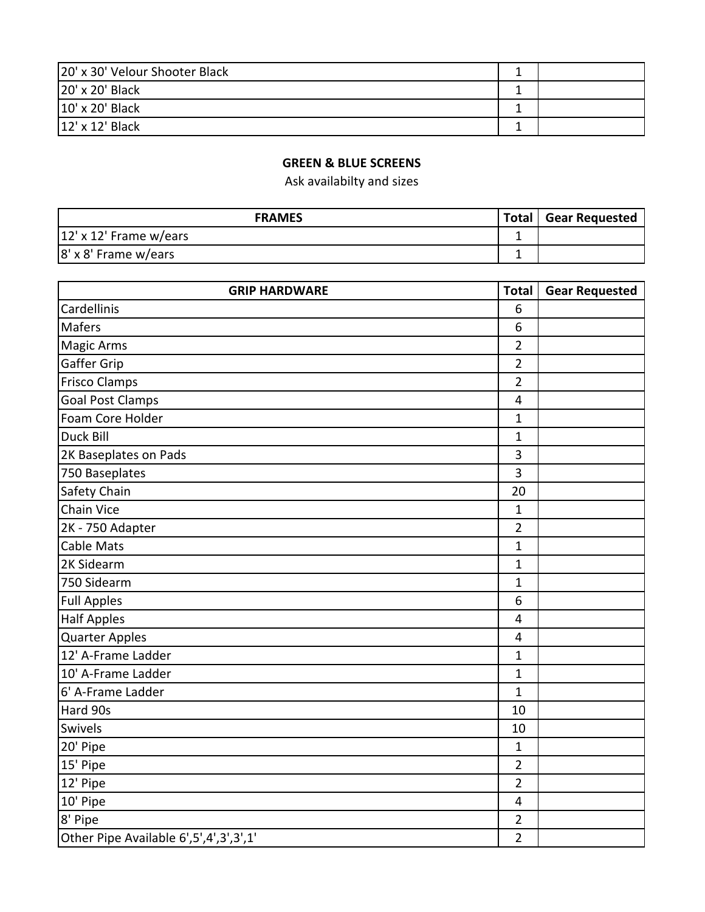| | | |
|---|---|---|
| 20' x 30' Velour Shooter Black | 1 | |
| 20' x 20' Black | 1 | |
| 10' x 20' Black | 1 | |
| 12' x 12' Black | 1 | |

**GREEN & BLUE SCREENS**

Ask availabilty and sizes

| FRAMES | Total | Gear Requested |
|---|---|---|
| 12' x 12' Frame w/ears | 1 | |
| 8' x 8' Frame w/ears | 1 | |

| GRIP HARDWARE | Total | Gear Requested |
|---|---|---|
| Cardellinis | 6 | |
| Mafers | 6 | |
| Magic Arms | 2 | |
| Gaffer Grip | 2 | |
| Frisco Clamps | 2 | |
| Goal Post Clamps | 4 | |
| Foam Core Holder | 1 | |
| Duck Bill | 1 | |
| 2K Baseplates on Pads | 3 | |
| 750 Baseplates | 3 | |
| Safety Chain | 20 | |
| Chain Vice | 1 | |
| 2K - 750 Adapter | 2 | |
| Cable Mats | 1 | |
| 2K Sidearm | 1 | |
| 750 Sidearm | 1 | |
| Full Apples | 6 | |
| Half Apples | 4 | |
| Quarter Apples | 4 | |
| 12' A-Frame Ladder | 1 | |
| 10' A-Frame Ladder | 1 | |
| 6' A-Frame Ladder | 1 | |
| Hard 90s | 10 | |
| Swivels | 10 | |
| 20' Pipe | 1 | |
| 15' Pipe | 2 | |
| 12' Pipe | 2 | |
| 10' Pipe | 4 | |
| 8' Pipe | 2 | |
| Other Pipe Available 6',5',4',3',3',1' | 2 | |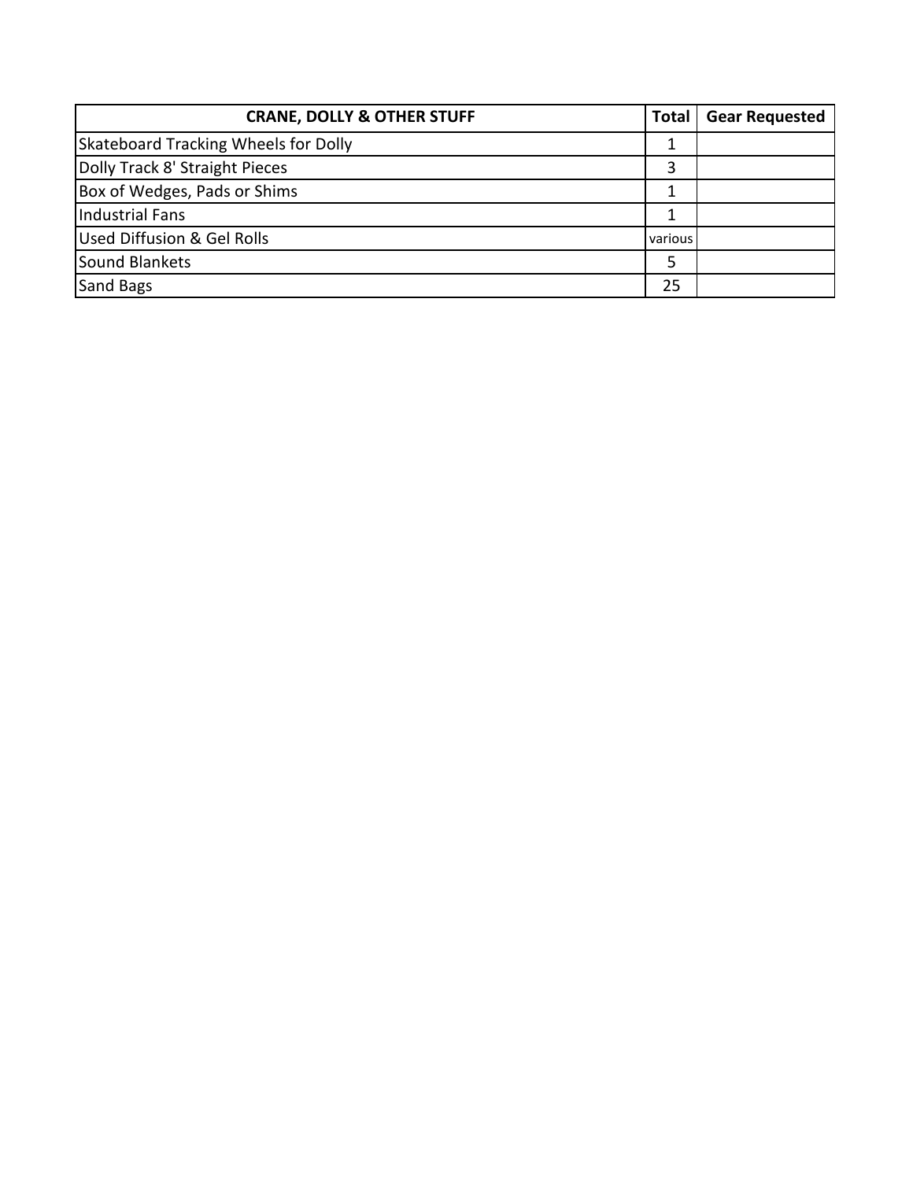| CRANE, DOLLY & OTHER STUFF | Total | Gear Requested |
| --- | --- | --- |
| Skateboard Tracking Wheels for Dolly | 1 | |
| Dolly Track 8' Straight Pieces | 3 | |
| Box of Wedges, Pads or Shims | 1 | |
| Industrial Fans | 1 | |
| Used Diffusion & Gel Rolls | various | |
| Sound Blankets | 5 | |
| Sand Bags | 25 | |